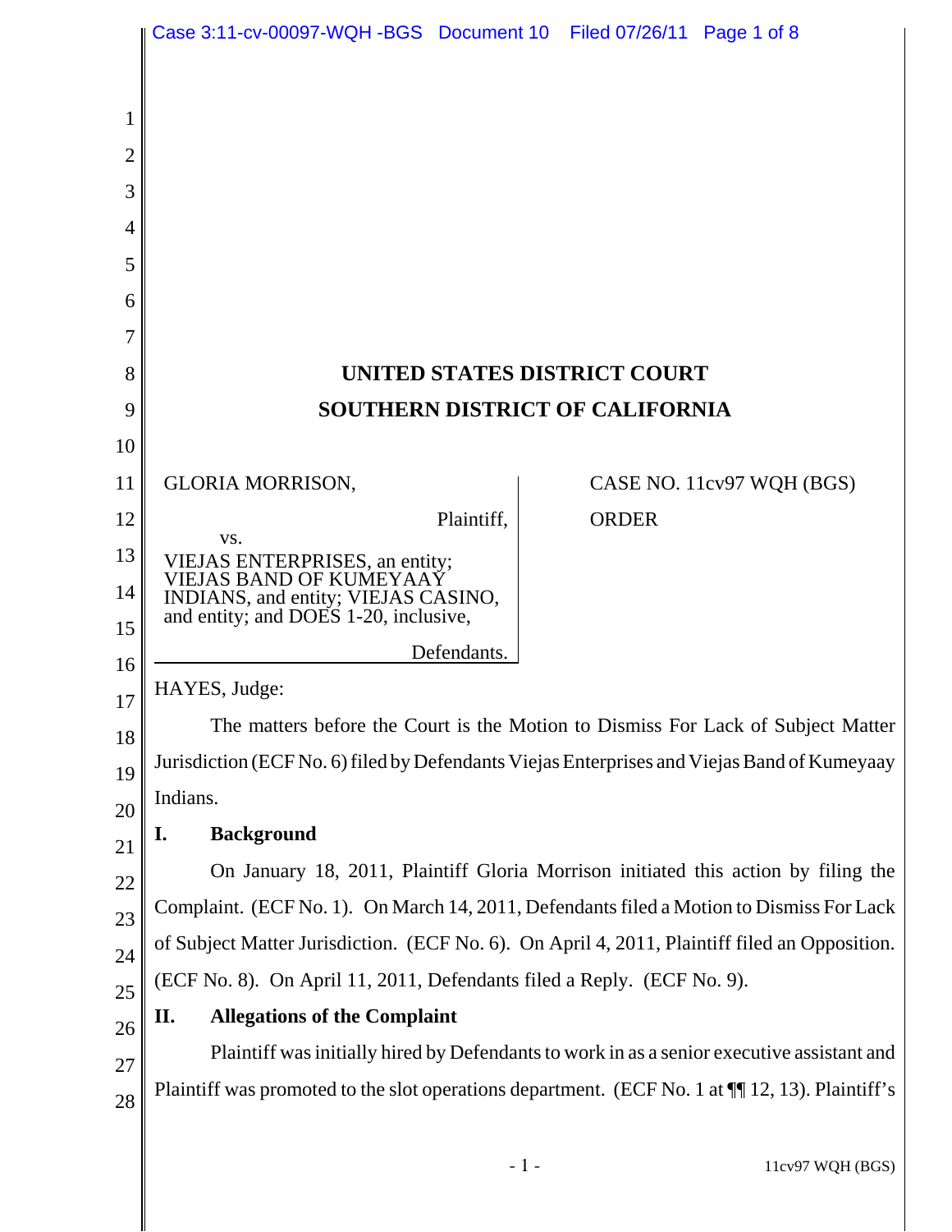# UNITED STATES DISTRICT COURT
# SOUTHERN DISTRICT OF CALIFORNIA

GLORIA MORRISON,

Plaintiff,

vs.

VIEJAS ENTERPRISES, an entity; VIEJAS BAND OF KUMEYAAY INDIANS, and entity; VIEJAS CASINO, and entity; and DOES 1-20, inclusive,

Defendants.

CASE NO. 11cv97 WQH (BGS)

ORDER

HAYES, Judge:

The matters before the Court is the Motion to Dismiss For Lack of Subject Matter Jurisdiction (ECF No. 6) filed by Defendants Viejas Enterprises and Viejas Band of Kumeyaay Indians.

## I. Background

On January 18, 2011, Plaintiff Gloria Morrison initiated this action by filing the Complaint. (ECF No. 1). On March 14, 2011, Defendants filed a Motion to Dismiss For Lack of Subject Matter Jurisdiction. (ECF No. 6). On April 4, 2011, Plaintiff filed an Opposition. (ECF No. 8). On April 11, 2011, Defendants filed a Reply. (ECF No. 9).

## II. Allegations of the Complaint

Plaintiff was initially hired by Defendants to work in as a senior executive assistant and Plaintiff was promoted to the slot operations department. (ECF No. 1 at ¶¶ 12, 13). Plaintiff's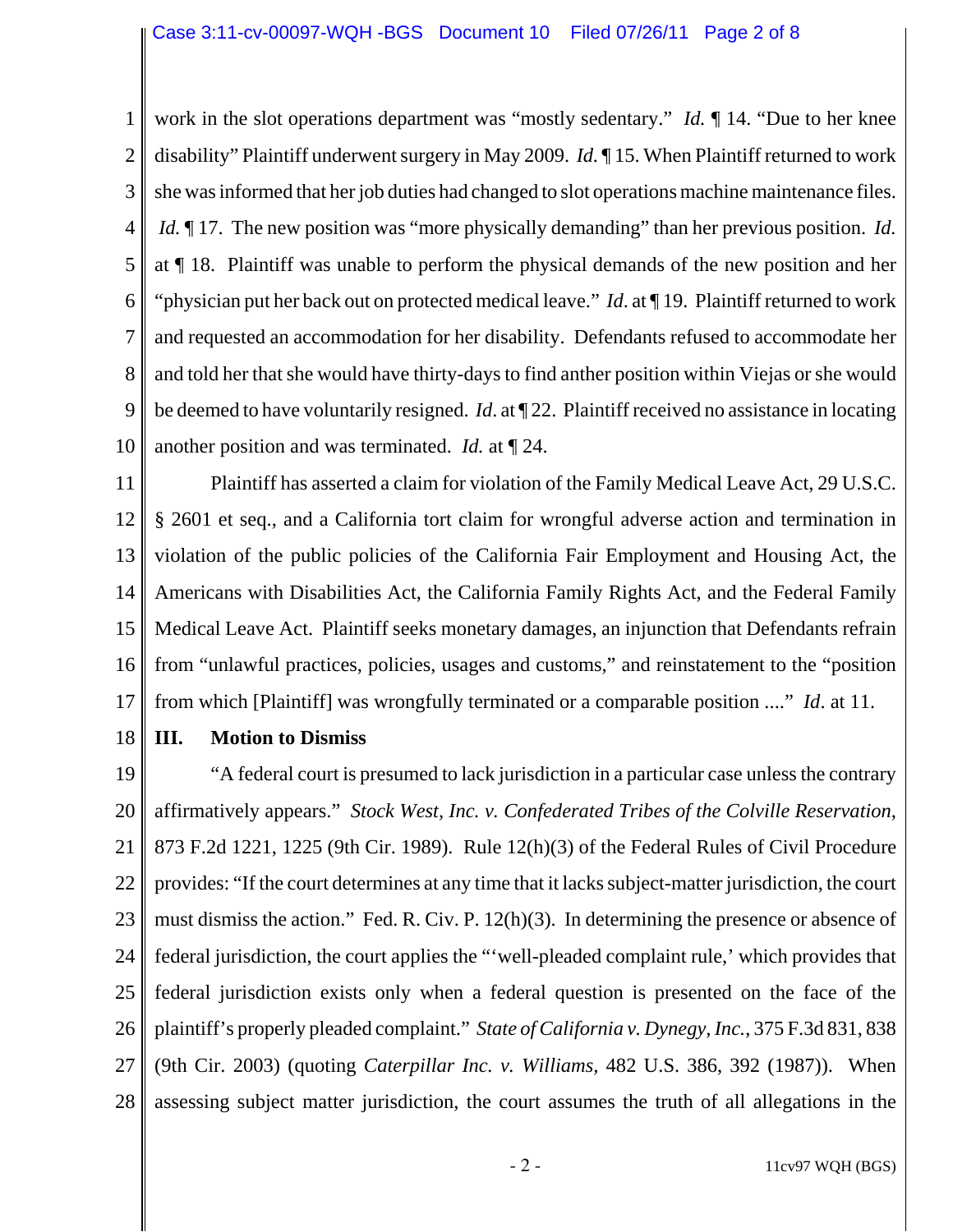work in the slot operations department was "mostly sedentary." *Id.* ¶ 14. "Due to her knee disability" Plaintiff underwent surgery in May 2009. *Id.* ¶ 15. When Plaintiff returned to work she was informed that her job duties had changed to slot operations machine maintenance files. *Id.* ¶ 17. The new position was "more physically demanding" than her previous position. *Id.* at ¶ 18. Plaintiff was unable to perform the physical demands of the new position and her "physician put her back out on protected medical leave." *Id*. at ¶ 19. Plaintiff returned to work and requested an accommodation for her disability. Defendants refused to accommodate her and told her that she would have thirty-days to find anther position within Viejas or she would be deemed to have voluntarily resigned. *Id*. at ¶ 22. Plaintiff received no assistance in locating another position and was terminated. *Id.* at ¶ 24.

Plaintiff has asserted a claim for violation of the Family Medical Leave Act, 29 U.S.C. § 2601 et seq., and a California tort claim for wrongful adverse action and termination in violation of the public policies of the California Fair Employment and Housing Act, the Americans with Disabilities Act, the California Family Rights Act, and the Federal Family Medical Leave Act. Plaintiff seeks monetary damages, an injunction that Defendants refrain from "unlawful practices, policies, usages and customs," and reinstatement to the "position from which [Plaintiff] was wrongfully terminated or a comparable position ...." *Id*. at 11.

## III. Motion to Dismiss

"A federal court is presumed to lack jurisdiction in a particular case unless the contrary affirmatively appears." *Stock West, Inc. v. Confederated Tribes of the Colville Reservation*, 873 F.2d 1221, 1225 (9th Cir. 1989). Rule 12(h)(3) of the Federal Rules of Civil Procedure provides: "If the court determines at any time that it lacks subject-matter jurisdiction, the court must dismiss the action." Fed. R. Civ. P. 12(h)(3). In determining the presence or absence of federal jurisdiction, the court applies the "'well-pleaded complaint rule,' which provides that federal jurisdiction exists only when a federal question is presented on the face of the plaintiff's properly pleaded complaint." *State of California v. Dynegy, Inc.*, 375 F.3d 831, 838 (9th Cir. 2003) (quoting *Caterpillar Inc. v. Williams*, 482 U.S. 386, 392 (1987)). When assessing subject matter jurisdiction, the court assumes the truth of all allegations in the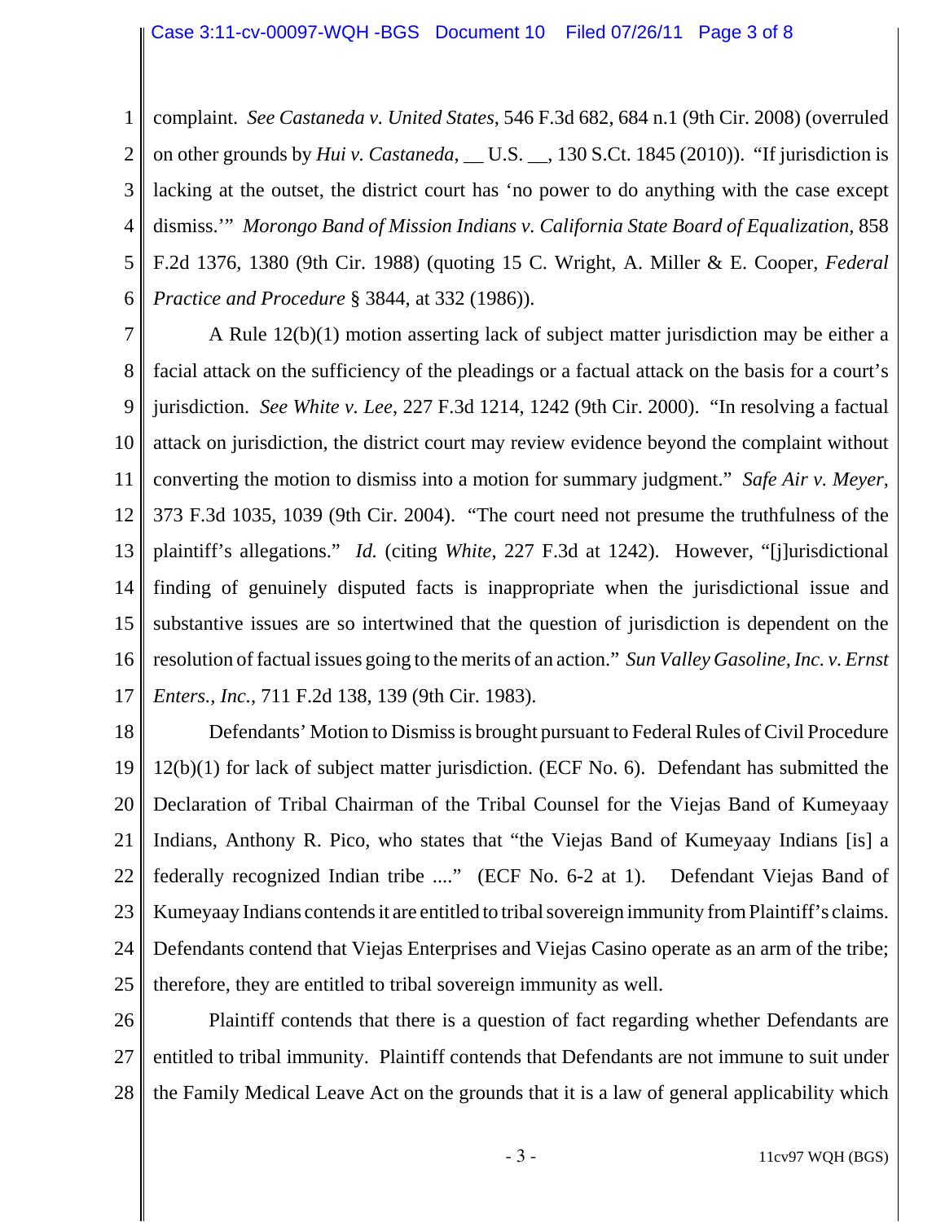complaint. *See Castaneda v. United States*, 546 F.3d 682, 684 n.1 (9th Cir. 2008) (overruled on other grounds by *Hui v. Castaneda*, __ U.S. __, 130 S.Ct. 1845 (2010)). "If jurisdiction is lacking at the outset, the district court has 'no power to do anything with the case except dismiss.'" *Morongo Band of Mission Indians v. California State Board of Equalization,* 858 F.2d 1376, 1380 (9th Cir. 1988) (quoting 15 C. Wright, A. Miller & E. Cooper, *Federal Practice and Procedure* § 3844, at 332 (1986)).

A Rule 12(b)(1) motion asserting lack of subject matter jurisdiction may be either a facial attack on the sufficiency of the pleadings or a factual attack on the basis for a court's jurisdiction. *See White v. Lee*, 227 F.3d 1214, 1242 (9th Cir. 2000). "In resolving a factual attack on jurisdiction, the district court may review evidence beyond the complaint without converting the motion to dismiss into a motion for summary judgment." *Safe Air v. Meyer*, 373 F.3d 1035, 1039 (9th Cir. 2004). "The court need not presume the truthfulness of the plaintiff's allegations." *Id.* (citing *White*, 227 F.3d at 1242). However, "[j]urisdictional finding of genuinely disputed facts is inappropriate when the jurisdictional issue and substantive issues are so intertwined that the question of jurisdiction is dependent on the resolution of factual issues going to the merits of an action." *Sun Valley Gasoline, Inc. v. Ernst Enters., Inc.*, 711 F.2d 138, 139 (9th Cir. 1983).

Defendants' Motion to Dismiss is brought pursuant to Federal Rules of Civil Procedure 12(b)(1) for lack of subject matter jurisdiction. (ECF No. 6). Defendant has submitted the Declaration of Tribal Chairman of the Tribal Counsel for the Viejas Band of Kumeyaay Indians, Anthony R. Pico, who states that "the Viejas Band of Kumeyaay Indians [is] a federally recognized Indian tribe ...." (ECF No. 6-2 at 1). Defendant Viejas Band of Kumeyaay Indians contends it are entitled to tribal sovereign immunity from Plaintiff's claims. Defendants contend that Viejas Enterprises and Viejas Casino operate as an arm of the tribe; therefore, they are entitled to tribal sovereign immunity as well.

Plaintiff contends that there is a question of fact regarding whether Defendants are entitled to tribal immunity. Plaintiff contends that Defendants are not immune to suit under the Family Medical Leave Act on the grounds that it is a law of general applicability which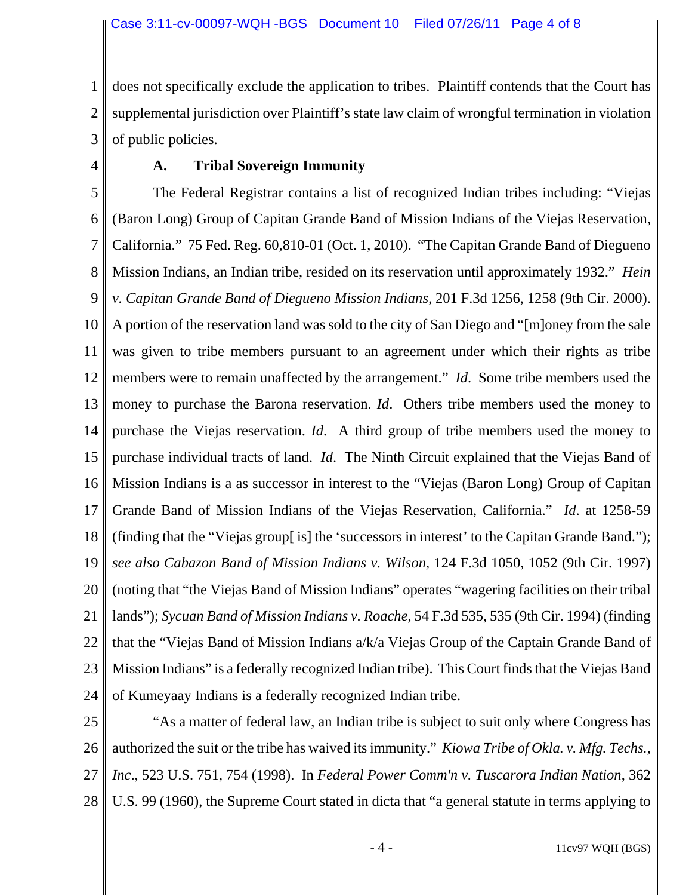does not specifically exclude the application to tribes. Plaintiff contends that the Court has supplemental jurisdiction over Plaintiff's state law claim of wrongful termination in violation of public policies.

### A. Tribal Sovereign Immunity

The Federal Registrar contains a list of recognized Indian tribes including: "Viejas (Baron Long) Group of Capitan Grande Band of Mission Indians of the Viejas Reservation, California." 75 Fed. Reg. 60,810-01 (Oct. 1, 2010). "The Capitan Grande Band of Diegueno Mission Indians, an Indian tribe, resided on its reservation until approximately 1932." *Hein v. Capitan Grande Band of Diegueno Mission Indians*, 201 F.3d 1256, 1258 (9th Cir. 2000). A portion of the reservation land was sold to the city of San Diego and "[m]oney from the sale was given to tribe members pursuant to an agreement under which their rights as tribe members were to remain unaffected by the arrangement." *Id*. Some tribe members used the money to purchase the Barona reservation. *Id*. Others tribe members used the money to purchase the Viejas reservation. *Id*. A third group of tribe members used the money to purchase individual tracts of land. *Id*. The Ninth Circuit explained that the Viejas Band of Mission Indians is a as successor in interest to the "Viejas (Baron Long) Group of Capitan Grande Band of Mission Indians of the Viejas Reservation, California." *Id*. at 1258-59 (finding that the "Viejas group[ is] the 'successors in interest' to the Capitan Grande Band."); *see also Cabazon Band of Mission Indians v. Wilson*, 124 F.3d 1050, 1052 (9th Cir. 1997) (noting that "the Viejas Band of Mission Indians" operates "wagering facilities on their tribal lands"); *Sycuan Band of Mission Indians v. Roache*, 54 F.3d 535, 535 (9th Cir. 1994) (finding that the "Viejas Band of Mission Indians a/k/a Viejas Group of the Captain Grande Band of Mission Indians" is a federally recognized Indian tribe). This Court finds that the Viejas Band of Kumeyaay Indians is a federally recognized Indian tribe.

"As a matter of federal law, an Indian tribe is subject to suit only where Congress has authorized the suit or the tribe has waived its immunity." *Kiowa Tribe of Okla. v. Mfg. Techs., Inc*., 523 U.S. 751, 754 (1998). In *Federal Power Comm'n v. Tuscarora Indian Nation*, 362 U.S. 99 (1960), the Supreme Court stated in dicta that "a general statute in terms applying to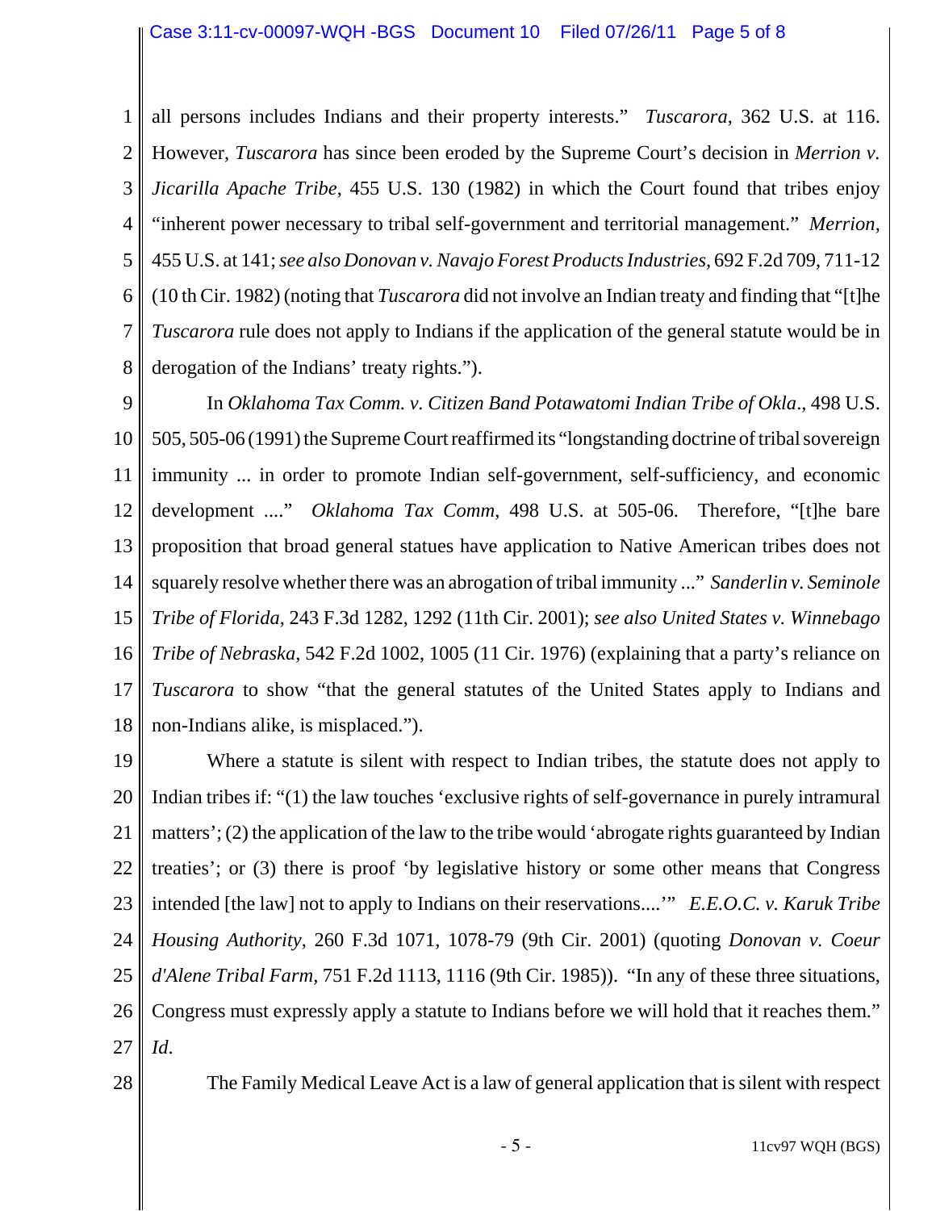all persons includes Indians and their property interests." *Tuscarora*, 362 U.S. at 116. However, *Tuscarora* has since been eroded by the Supreme Court's decision in *Merrion v. Jicarilla Apache Tribe*, 455 U.S. 130 (1982) in which the Court found that tribes enjoy "inherent power necessary to tribal self-government and territorial management." *Merrion*, 455 U.S. at 141; *see also Donovan v. Navajo Forest Products Industries*, 692 F.2d 709, 711-12 (10 th Cir. 1982) (noting that *Tuscarora* did not involve an Indian treaty and finding that "[t]he *Tuscarora* rule does not apply to Indians if the application of the general statute would be in derogation of the Indians' treaty rights.").

In *Oklahoma Tax Comm. v. Citizen Band Potawatomi Indian Tribe of Okla*., 498 U.S. 505, 505-06 (1991) the Supreme Court reaffirmed its "longstanding doctrine of tribal sovereign immunity ... in order to promote Indian self-government, self-sufficiency, and economic development ...." *Oklahoma Tax Comm*, 498 U.S. at 505-06. Therefore, "[t]he bare proposition that broad general statues have application to Native American tribes does not squarely resolve whether there was an abrogation of tribal immunity ..." *Sanderlin v. Seminole Tribe of Florida*, 243 F.3d 1282, 1292 (11th Cir. 2001); *see also United States v. Winnebago Tribe of Nebraska*, 542 F.2d 1002, 1005 (11 Cir. 1976) (explaining that a party's reliance on *Tuscarora* to show "that the general statutes of the United States apply to Indians and non-Indians alike, is misplaced.").

Where a statute is silent with respect to Indian tribes, the statute does not apply to Indian tribes if: "(1) the law touches 'exclusive rights of self-governance in purely intramural matters'; (2) the application of the law to the tribe would 'abrogate rights guaranteed by Indian treaties'; or (3) there is proof 'by legislative history or some other means that Congress intended [the law] not to apply to Indians on their reservations....'" *E.E.O.C. v. Karuk Tribe Housing Authority*, 260 F.3d 1071, 1078-79 (9th Cir. 2001) (quoting *Donovan v. Coeur d'Alene Tribal Farm*, 751 F.2d 1113, 1116 (9th Cir. 1985)). "In any of these three situations, Congress must expressly apply a statute to Indians before we will hold that it reaches them." *Id*.

The Family Medical Leave Act is a law of general application that is silent with respect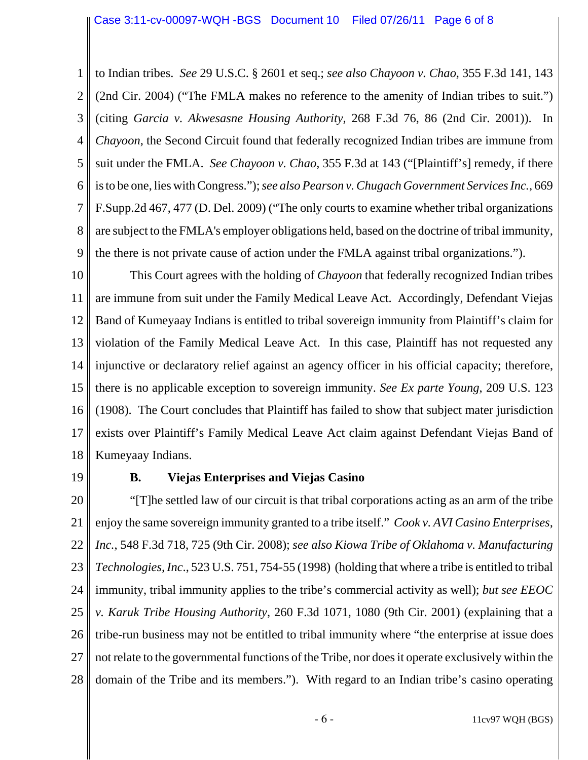to Indian tribes. *See* 29 U.S.C. § 2601 et seq.; *see also Chayoon v. Chao*, 355 F.3d 141, 143 (2nd Cir. 2004) ("The FMLA makes no reference to the amenity of Indian tribes to suit.") (citing *Garcia v. Akwesasne Housing Authority,* 268 F.3d 76, 86 (2nd Cir. 2001)). In *Chayoon,* the Second Circuit found that federally recognized Indian tribes are immune from suit under the FMLA. *See Chayoon v. Chao*, 355 F.3d at 143 ("[Plaintiff's] remedy, if there is to be one, lies with Congress."); *see also Pearson v. Chugach Government Services Inc.*, 669 F.Supp.2d 467, 477 (D. Del. 2009) ("The only courts to examine whether tribal organizations are subject to the FMLA's employer obligations held, based on the doctrine of tribal immunity, the there is not private cause of action under the FMLA against tribal organizations.").

This Court agrees with the holding of *Chayoon* that federally recognized Indian tribes are immune from suit under the Family Medical Leave Act. Accordingly, Defendant Viejas Band of Kumeyaay Indians is entitled to tribal sovereign immunity from Plaintiff's claim for violation of the Family Medical Leave Act. In this case, Plaintiff has not requested any injunctive or declaratory relief against an agency officer in his official capacity; therefore, there is no applicable exception to sovereign immunity. *See Ex parte Young*, 209 U.S. 123 (1908). The Court concludes that Plaintiff has failed to show that subject mater jurisdiction exists over Plaintiff's Family Medical Leave Act claim against Defendant Viejas Band of Kumeyaay Indians.

**B. Viejas Enterprises and Viejas Casino**

"[T]he settled law of our circuit is that tribal corporations acting as an arm of the tribe enjoy the same sovereign immunity granted to a tribe itself." *Cook v. AVI Casino Enterprises, Inc.*, 548 F.3d 718, 725 (9th Cir. 2008); *see also Kiowa Tribe of Oklahoma v. Manufacturing Technologies, Inc*., 523 U.S. 751, 754-55 (1998) (holding that where a tribe is entitled to tribal immunity, tribal immunity applies to the tribe's commercial activity as well); *but see EEOC v. Karuk Tribe Housing Authority*, 260 F.3d 1071, 1080 (9th Cir. 2001) (explaining that a tribe-run business may not be entitled to tribal immunity where "the enterprise at issue does not relate to the governmental functions of the Tribe, nor does it operate exclusively within the domain of the Tribe and its members."). With regard to an Indian tribe's casino operating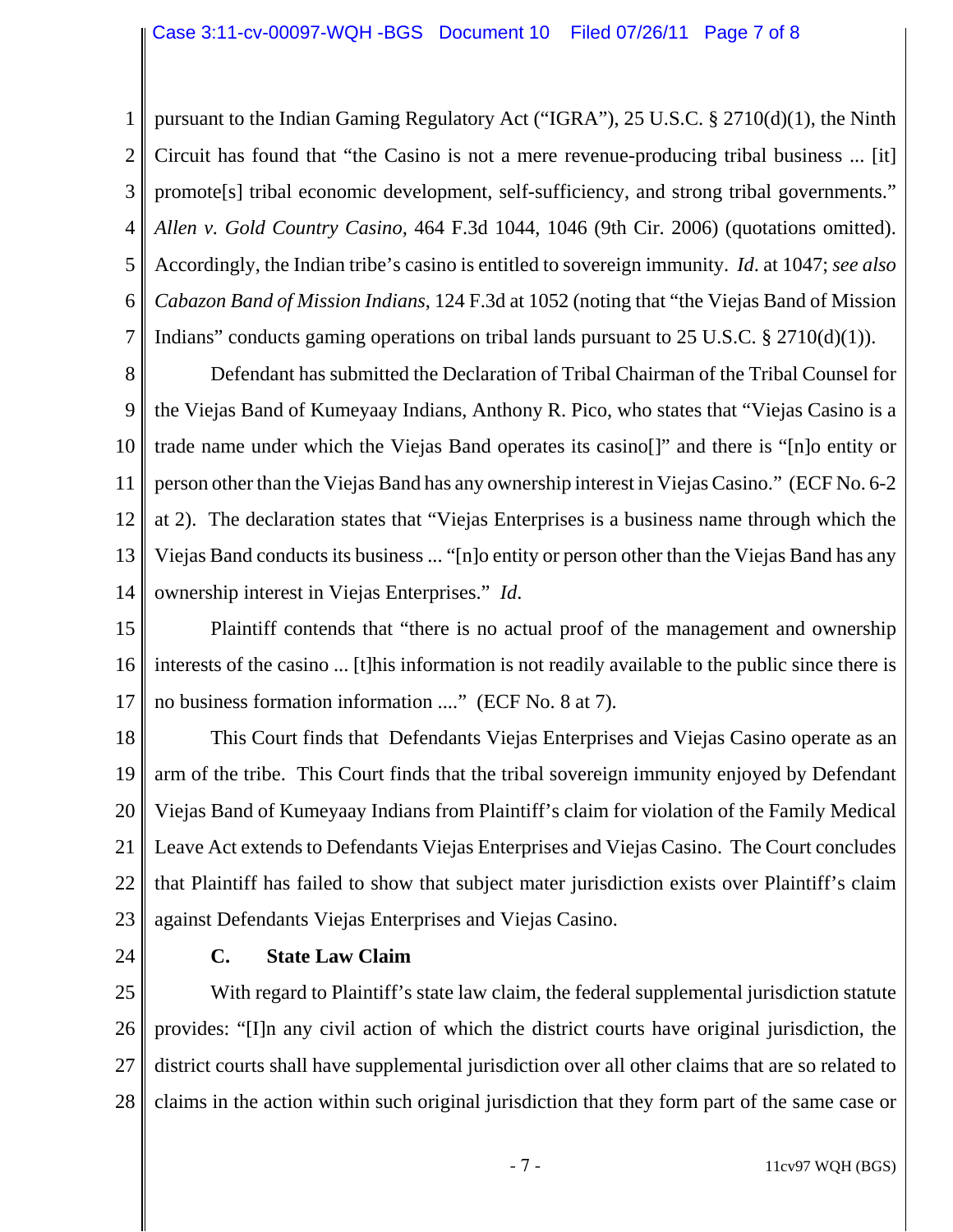pursuant to the Indian Gaming Regulatory Act ("IGRA"), 25 U.S.C. § 2710(d)(1), the Ninth Circuit has found that "the Casino is not a mere revenue-producing tribal business ... [it] promote[s] tribal economic development, self-sufficiency, and strong tribal governments." *Allen v. Gold Country Casino*, 464 F.3d 1044, 1046 (9th Cir. 2006) (quotations omitted). Accordingly, the Indian tribe's casino is entitled to sovereign immunity. *Id*. at 1047; *see also Cabazon Band of Mission Indians*, 124 F.3d at 1052 (noting that "the Viejas Band of Mission Indians" conducts gaming operations on tribal lands pursuant to 25 U.S.C. § 2710(d)(1)).

Defendant has submitted the Declaration of Tribal Chairman of the Tribal Counsel for the Viejas Band of Kumeyaay Indians, Anthony R. Pico, who states that "Viejas Casino is a trade name under which the Viejas Band operates its casino[]" and there is "[n]o entity or person other than the Viejas Band has any ownership interest in Viejas Casino." (ECF No. 6-2 at 2). The declaration states that "Viejas Enterprises is a business name through which the Viejas Band conducts its business ... "[n]o entity or person other than the Viejas Band has any ownership interest in Viejas Enterprises." *Id*.

Plaintiff contends that "there is no actual proof of the management and ownership interests of the casino ... [t]his information is not readily available to the public since there is no business formation information ...." (ECF No. 8 at 7).

This Court finds that Defendants Viejas Enterprises and Viejas Casino operate as an arm of the tribe. This Court finds that the tribal sovereign immunity enjoyed by Defendant Viejas Band of Kumeyaay Indians from Plaintiff's claim for violation of the Family Medical Leave Act extends to Defendants Viejas Enterprises and Viejas Casino. The Court concludes that Plaintiff has failed to show that subject mater jurisdiction exists over Plaintiff's claim against Defendants Viejas Enterprises and Viejas Casino.

**C. State Law Claim**

With regard to Plaintiff's state law claim, the federal supplemental jurisdiction statute provides: "[I]n any civil action of which the district courts have original jurisdiction, the district courts shall have supplemental jurisdiction over all other claims that are so related to claims in the action within such original jurisdiction that they form part of the same case or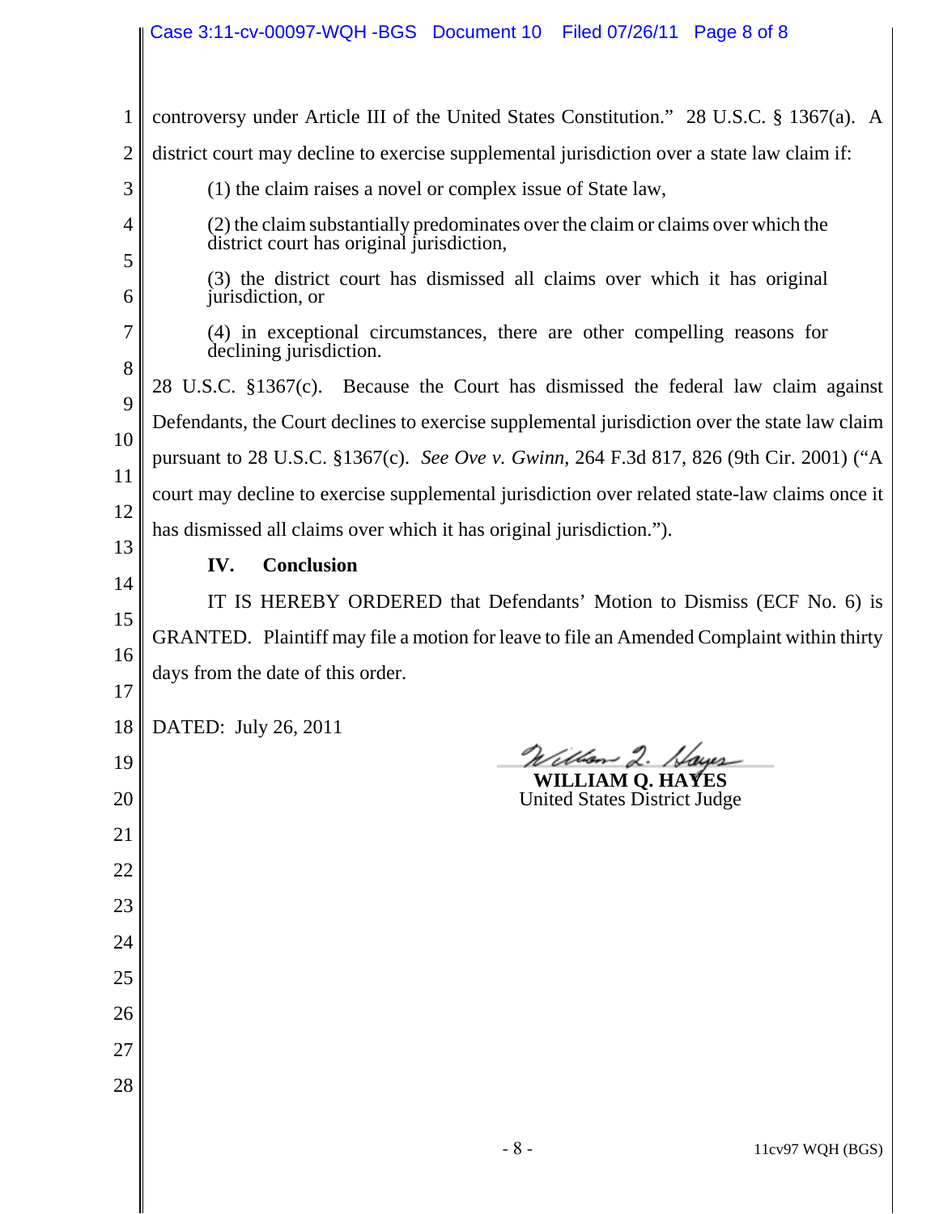controversy under Article III of the United States Constitution." 28 U.S.C. § 1367(a). A district court may decline to exercise supplemental jurisdiction over a state law claim if:

> (1) the claim raises a novel or complex issue of State law,
>
> (2) the claim substantially predominates over the claim or claims over which the district court has original jurisdiction,
>
> (3) the district court has dismissed all claims over which it has original jurisdiction, or
>
> (4) in exceptional circumstances, there are other compelling reasons for declining jurisdiction.

28 U.S.C. §1367(c). Because the Court has dismissed the federal law claim against Defendants, the Court declines to exercise supplemental jurisdiction over the state law claim pursuant to 28 U.S.C. §1367(c). *See Ove v. Gwinn*, 264 F.3d 817, 826 (9th Cir. 2001) ("A court may decline to exercise supplemental jurisdiction over related state-law claims once it has dismissed all claims over which it has original jurisdiction.").

## IV. Conclusion

IT IS HEREBY ORDERED that Defendants' Motion to Dismiss (ECF No. 6) is GRANTED. Plaintiff may file a motion for leave to file an Amended Complaint within thirty days from the date of this order.

DATED: July 26, 2011

**WILLIAM Q. HAYES**
United States District Judge